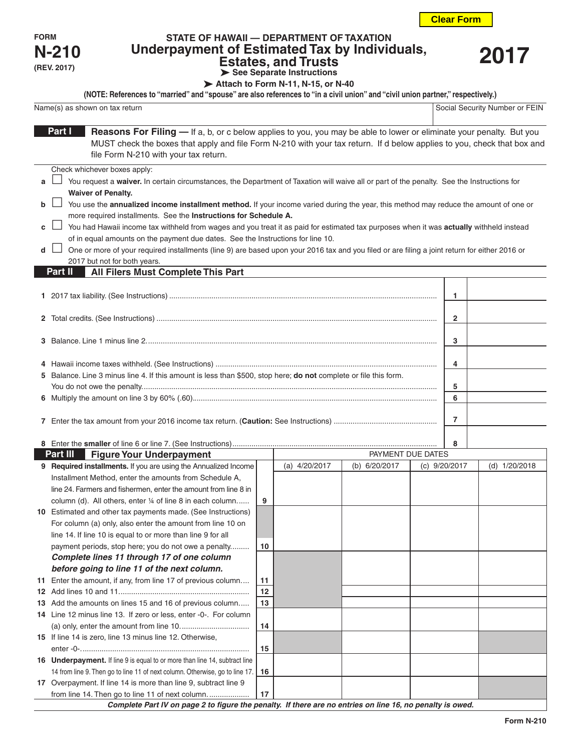FORM **N-210** (REV. 2017)

# STATE OF HAWAII — DEPARTMENT OF TAXATION
## Underpayment of Estimated Tax by Individuals, Estates, and Trusts

**2017**

➤ See Separate Instructions

➤ Attach to Form N-11, N-15, or N-40

**(NOTE: References to "married" and "spouse" are also references to "in a civil union" and "civil union partner," respectively.)**

| Name(s) as shown on tax return | Social Security Number or FEIN |
|---|---|
| | |

### Part I — Reasons For Filing

**Reasons For Filing —** If a, b, or c below applies to you, you may be able to lower or eliminate your penalty. But you MUST check the boxes that apply and file Form N-210 with your tax return. If d below applies to you, check that box and file Form N-210 with your tax return.

Check whichever boxes apply:

- **a** ☐ You request a **waiver.** In certain circumstances, the Department of Taxation will waive all or part of the penalty. See the Instructions for **Waiver of Penalty.**
- **b** ☐ You use the **annualized income installment method.** If your income varied during the year, this method may reduce the amount of one or more required installments. See the **Instructions for Schedule A.**
- **c** ☐ You had Hawaii income tax withheld from wages and you treat it as paid for estimated tax purposes when it was **actually** withheld instead of in equal amounts on the payment due dates. See the Instructions for line 10.
- **d** ☐ One or more of your required installments (line 9) are based upon your 2016 tax and you filed or are filing a joint return for either 2016 or 2017 but not for both years.

### Part II — All Filers Must Complete This Part

| Line | Description | No. | Amount |
|---|---|---|---|
| 1 | 2017 tax liability. (See Instructions) | 1 | |
| 2 | Total credits. (See Instructions) | 2 | |
| 3 | Balance. Line 1 minus line 2. | 3 | |
| 4 | Hawaii income taxes withheld. (See Instructions) | 4 | |
| 5 | Balance. Line 3 minus line 4. If this amount is less than $500, stop here; **do not** complete or file this form. You do not owe the penalty. | 5 | |
| 6 | Multiply the amount on line 3 by 60% (.60) | 6 | |
| 7 | Enter the tax amount from your 2016 income tax return. (**Caution:** See Instructions) | 7 | |
| 8 | Enter the **smaller** of line 6 or line 7. (See Instructions) | 8 | |

### Part III — Figure Your Underpayment

| Line | Description | No. | (a) 4/20/2017 | (b) 6/20/2017 | (c) 9/20/2017 | (d) 1/20/2018 |
|---|---|---|---|---|---|---|
| | | | PAYMENT DUE DATES | | | |
| 9 | **Required installments.** If you are using the Annualized Income Installment Method, enter the amounts from Schedule A, line 24. Farmers and fishermen, enter the amount from line 8 in column (d). All others, enter ¼ of line 8 in each column. | 9 | | | | |
| 10 | Estimated and other tax payments made. (See Instructions) For column (a) only, also enter the amount from line 10 on line 14. If line 10 is equal to or more than line 9 for all payment periods, stop here; you do not owe a penalty. | 10 | | | | |
| | ***Complete lines 11 through 17 of one column before going to line 11 of the next column.*** | | | | | |
| 11 | Enter the amount, if any, from line 17 of previous column. | 11 | | | | |
| 12 | Add lines 10 and 11. | 12 | | | | |
| 13 | Add the amounts on lines 15 and 16 of previous column. | 13 | | | | |
| 14 | Line 12 minus line 13. If zero or less, enter -0-. For column (a) only, enter the amount from line 10. | 14 | | | | |
| 15 | If line 14 is zero, line 13 minus line 12. Otherwise, enter -0-. | 15 | | | | |
| 16 | **Underpayment.** If line 9 is equal to or more than line 14, subtract line 14 from line 9. Then go to line 11 of next column. Otherwise, go to line 17. | 16 | | | | |
| 17 | Overpayment. If line 14 is more than line 9, subtract line 9 from line 14. Then go to line 11 of next column. | 17 | | | | |

***Complete Part IV on page 2 to figure the penalty. If there are no entries on line 16, no penalty is owed.***

Form N-210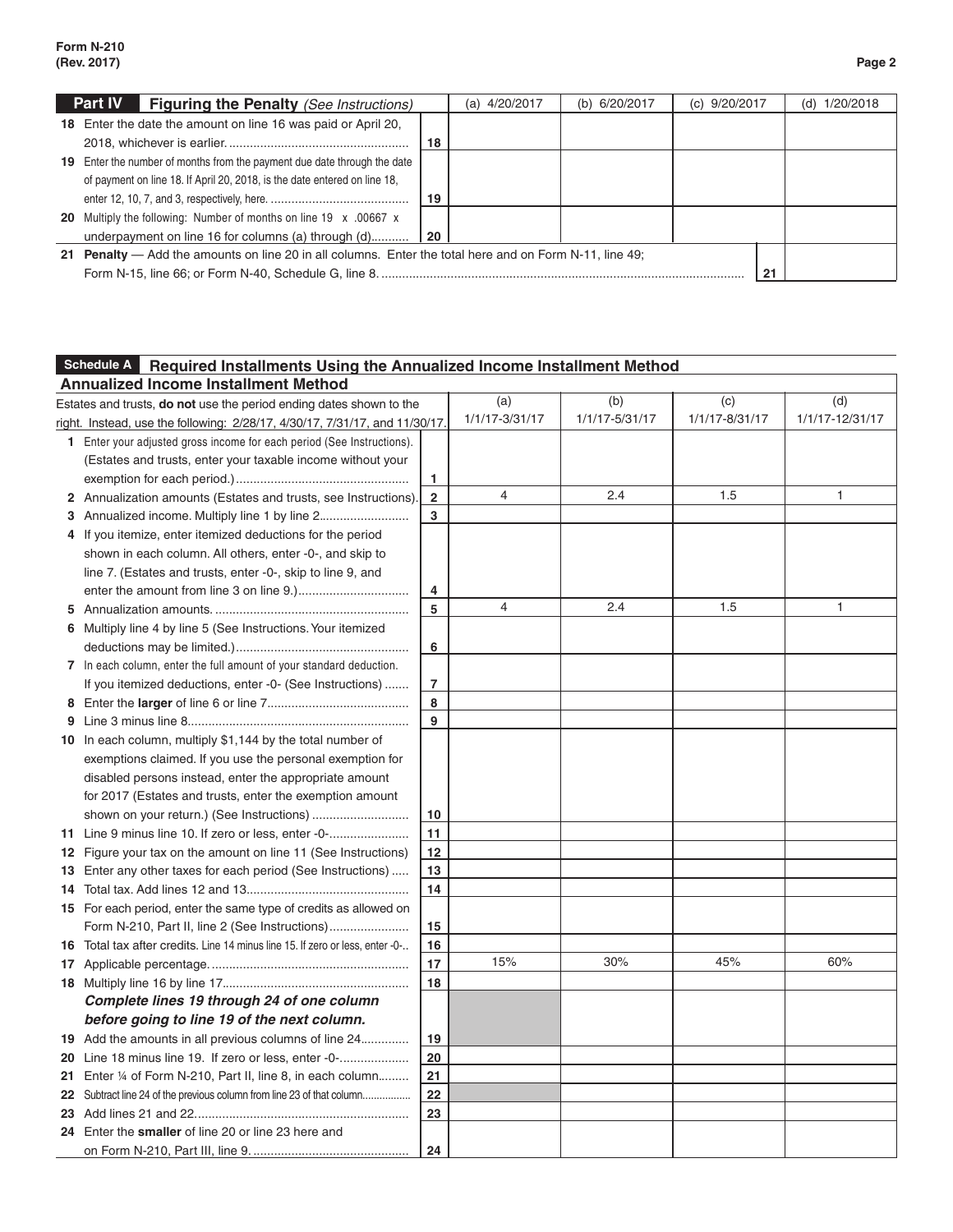## Part IV Figuring the Penalty *(See Instructions)*

| | | | (a) 4/20/2017 | (b) 6/20/2017 | (c) 9/20/2017 | (d) 1/20/2018 |
|---|---|---|---|---|---|---|
| 18 | Enter the date the amount on line 16 was paid or April 20, 2018, whichever is earlier. | 18 | | | | |
| 19 | Enter the number of months from the payment due date through the date of payment on line 18. If April 20, 2018, is the date entered on line 18, enter 12, 10, 7, and 3, respectively, here. | 19 | | | | |
| 20 | Multiply the following: Number of months on line 19 x .00667 x underpayment on line 16 for columns (a) through (d) | 20 | | | | |
| 21 | **Penalty** — Add the amounts on line 20 in all columns. Enter the total here and on Form N-11, line 49; Form N-15, line 66; or Form N-40, Schedule G, line 8. | | | | | 21 |

## Schedule A Required Installments Using the Annualized Income Installment Method

### Annualized Income Installment Method

| | Estates and trusts, **do not** use the period ending dates shown to the right. Instead, use the following: 2/28/17, 4/30/17, 7/31/17, and 11/30/17. | | (a) 1/1/17-3/31/17 | (b) 1/1/17-5/31/17 | (c) 1/1/17-8/31/17 | (d) 1/1/17-12/31/17 |
|---|---|---|---|---|---|---|
| 1 | Enter your adjusted gross income for each period (See Instructions). (Estates and trusts, enter your taxable income without your exemption for each period.) | 1 | | | | |
| 2 | Annualization amounts (Estates and trusts, see Instructions). | 2 | 4 | 2.4 | 1.5 | 1 |
| 3 | Annualized income. Multiply line 1 by line 2 | 3 | | | | |
| 4 | If you itemize, enter itemized deductions for the period shown in each column. All others, enter -0-, and skip to line 7. (Estates and trusts, enter -0-, skip to line 9, and enter the amount from line 3 on line 9.) | 4 | | | | |
| 5 | Annualization amounts. | 5 | 4 | 2.4 | 1.5 | 1 |
| 6 | Multiply line 4 by line 5 (See Instructions. Your itemized deductions may be limited.) | 6 | | | | |
| 7 | In each column, enter the full amount of your standard deduction. If you itemized deductions, enter -0- (See Instructions) | 7 | | | | |
| 8 | Enter the **larger** of line 6 or line 7 | 8 | | | | |
| 9 | Line 3 minus line 8 | 9 | | | | |
| 10 | In each column, multiply $1,144 by the total number of exemptions claimed. If you use the personal exemption for disabled persons instead, enter the appropriate amount for 2017 (Estates and trusts, enter the exemption amount shown on your return.) (See Instructions) | 10 | | | | |
| 11 | Line 9 minus line 10. If zero or less, enter -0- | 11 | | | | |
| 12 | Figure your tax on the amount on line 11 (See Instructions) | 12 | | | | |
| 13 | Enter any other taxes for each period (See Instructions) | 13 | | | | |
| 14 | Total tax. Add lines 12 and 13 | 14 | | | | |
| 15 | For each period, enter the same type of credits as allowed on Form N-210, Part II, line 2 (See Instructions) | 15 | | | | |
| 16 | Total tax after credits. Line 14 minus line 15. If zero or less, enter -0- | 16 | | | | |
| 17 | Applicable percentage. | 17 | 15% | 30% | 45% | 60% |
| 18 | Multiply line 16 by line 17 | 18 | | | | |
| | ***Complete lines 19 through 24 of one column before going to line 19 of the next column.*** | | | | | |
| 19 | Add the amounts in all previous columns of line 24 | 19 | | | | |
| 20 | Line 18 minus line 19. If zero or less, enter -0- | 20 | | | | |
| 21 | Enter ¼ of Form N-210, Part II, line 8, in each column | 21 | | | | |
| 22 | Subtract line 24 of the previous column from line 23 of that column | 22 | | | | |
| 23 | Add lines 21 and 22 | 23 | | | | |
| 24 | Enter the **smaller** of line 20 or line 23 here and on Form N-210, Part III, line 9. | 24 | | | | |